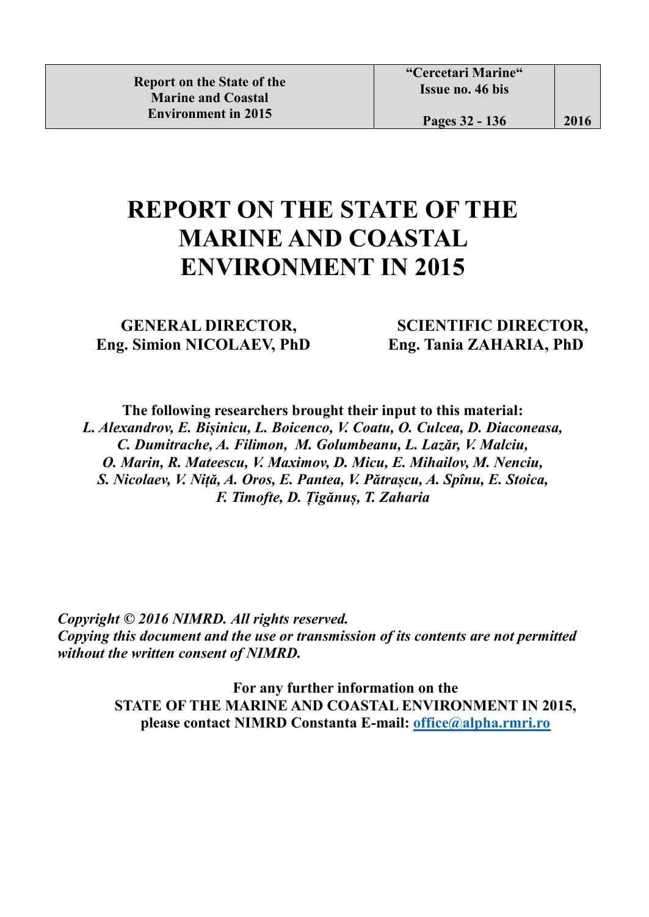| Report on the State of the Marine and Coastal Environment in 2015 | “Cercetari Marine“ Issue no. 46 bis Pages 32 - 136 | 2016 |
| --- | --- | --- |

# REPORT ON THE STATE OF THE MARINE AND COASTAL ENVIRONMENT IN 2015

**GENERAL DIRECTOR,**
**Eng. Simion NICOLAEV, PhD**

**SCIENTIFIC DIRECTOR,**
**Eng. Tania ZAHARIA, PhD**

**The following researchers brought their input to this material:**
***L. Alexandrov, E. Bișinicu, L. Boicenco, V. Coatu, O. Culcea, D. Diaconeasa, C. Dumitrache, A. Filimon, M. Golumbeanu, L. Lazăr, V. Malciu, O. Marin, R. Mateescu, V. Maximov, D. Micu, E. Mihailov, M. Nenciu, S. Nicolaev, V. Niță, A. Oros, E. Pantea, V. Pătrașcu, A. Spînu, E. Stoica, F. Timofte, D. Țigănuș, T. Zaharia***

***Copyright © 2016 NIMRD. All rights reserved.***
***Copying this document and the use or transmission of its contents are not permitted without the written consent of NIMRD.***

**For any further information on the**
**STATE OF THE MARINE AND COASTAL ENVIRONMENT IN 2015,**
**please contact NIMRD Constanta E-mail: office@alpha.rmri.ro**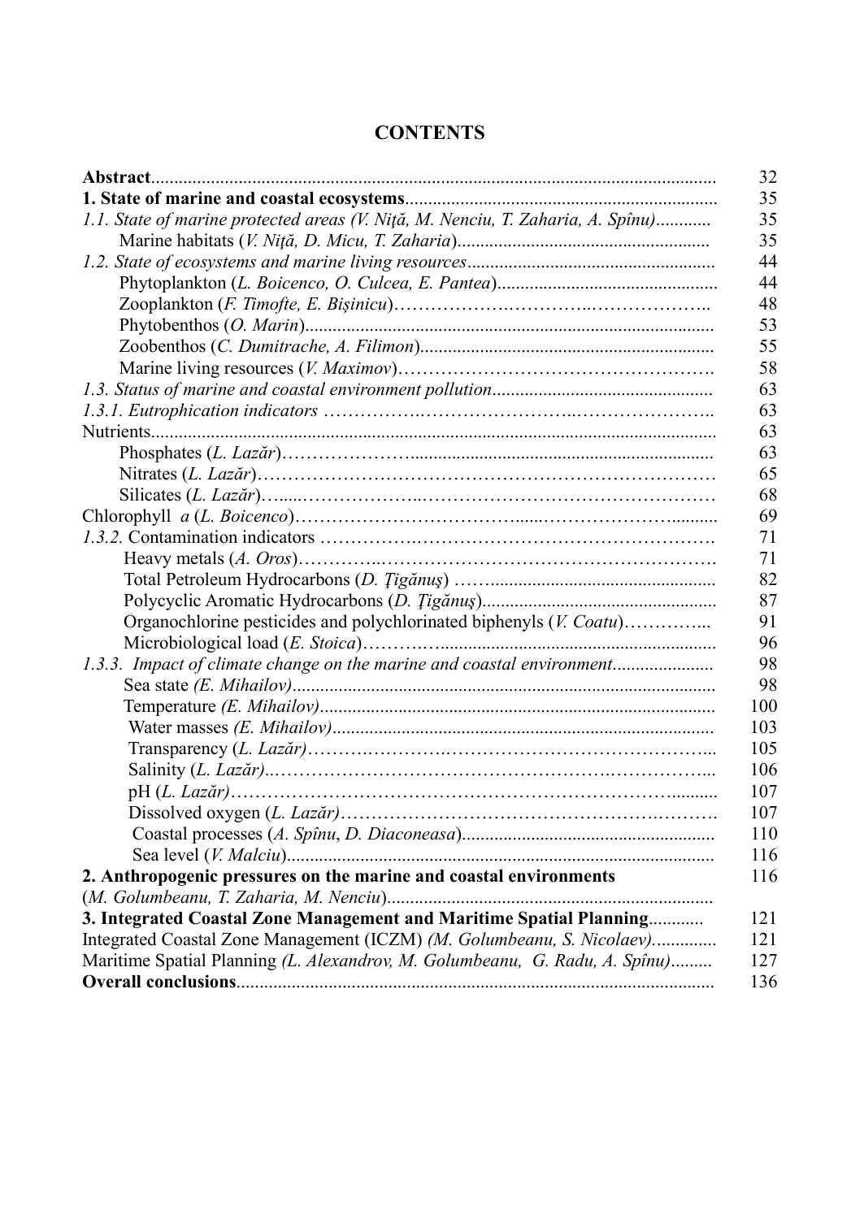# CONTENTS

| | |
|---|---|
| **Abstract** | 32 |
| **1. State of marine and coastal ecosystems** | 35 |
| *1.1. State of marine protected areas (V. Niță, M. Nenciu, T. Zaharia, A. Spînu)* | 35 |
| Marine habitats (*V. Niță, D. Micu, T. Zaharia*) | 35 |
| *1.2. State of ecosystems and marine living resources* | 44 |
| Phytoplankton (*L. Boicenco, O. Culcea, E. Pantea*) | 44 |
| Zooplankton (*F. Timofte, E. Bișinicu*) | 48 |
| Phytobenthos (*O. Marin*) | 53 |
| Zoobenthos (*C. Dumitrache, A. Filimon*) | 55 |
| Marine living resources (*V. Maximov*) | 58 |
| *1.3. Status of marine and coastal environment pollution* | 63 |
| *1.3.1. Eutrophication indicators* | 63 |
| Nutrients | 63 |
| Phosphates (*L. Lazăr*) | 63 |
| Nitrates (*L. Lazăr*) | 65 |
| Silicates (*L. Lazăr*) | 68 |
| Chlorophyll *a* (*L. Boicenco*) | 69 |
| *1.3.2.* Contamination indicators | 71 |
| Heavy metals (*A. Oros*) | 71 |
| Total Petroleum Hydrocarbons (*D. Țigănuș*) | 82 |
| Polycyclic Aromatic Hydrocarbons (*D. Țigănuș*) | 87 |
| Organochlorine pesticides and polychlorinated biphenyls (*V. Coatu*) | 91 |
| Microbiological load (*E. Stoica*) | 96 |
| *1.3.3. Impact of climate change on the marine and coastal environment* | 98 |
| Sea state *(E. Mihailov)* | 98 |
| Temperature *(E. Mihailov)* | 100 |
| Water masses *(E. Mihailov)* | 103 |
| Transparency (*L. Lazăr)* | 105 |
| Salinity (*L. Lazăr)* | 106 |
| pH (*L. Lazăr)* | 107 |
| Dissolved oxygen (*L. Lazăr)* | 107 |
| Coastal processes (*A. Spînu*, *D. Diaconeasa*) | 110 |
| Sea level (*V. Malciu*) | 116 |
| **2. Anthropogenic pressures on the marine and coastal environments** (*M. Golumbeanu, T. Zaharia, M. Nenciu*) | 116 |
| **3. Integrated Coastal Zone Management and Maritime Spatial Planning** | 121 |
| Integrated Coastal Zone Management (ICZM) *(M. Golumbeanu, S. Nicolaev)* | 121 |
| Maritime Spatial Planning *(L. Alexandrov, M. Golumbeanu, G. Radu, A. Spînu)* | 127 |
| **Overall conclusions** | 136 |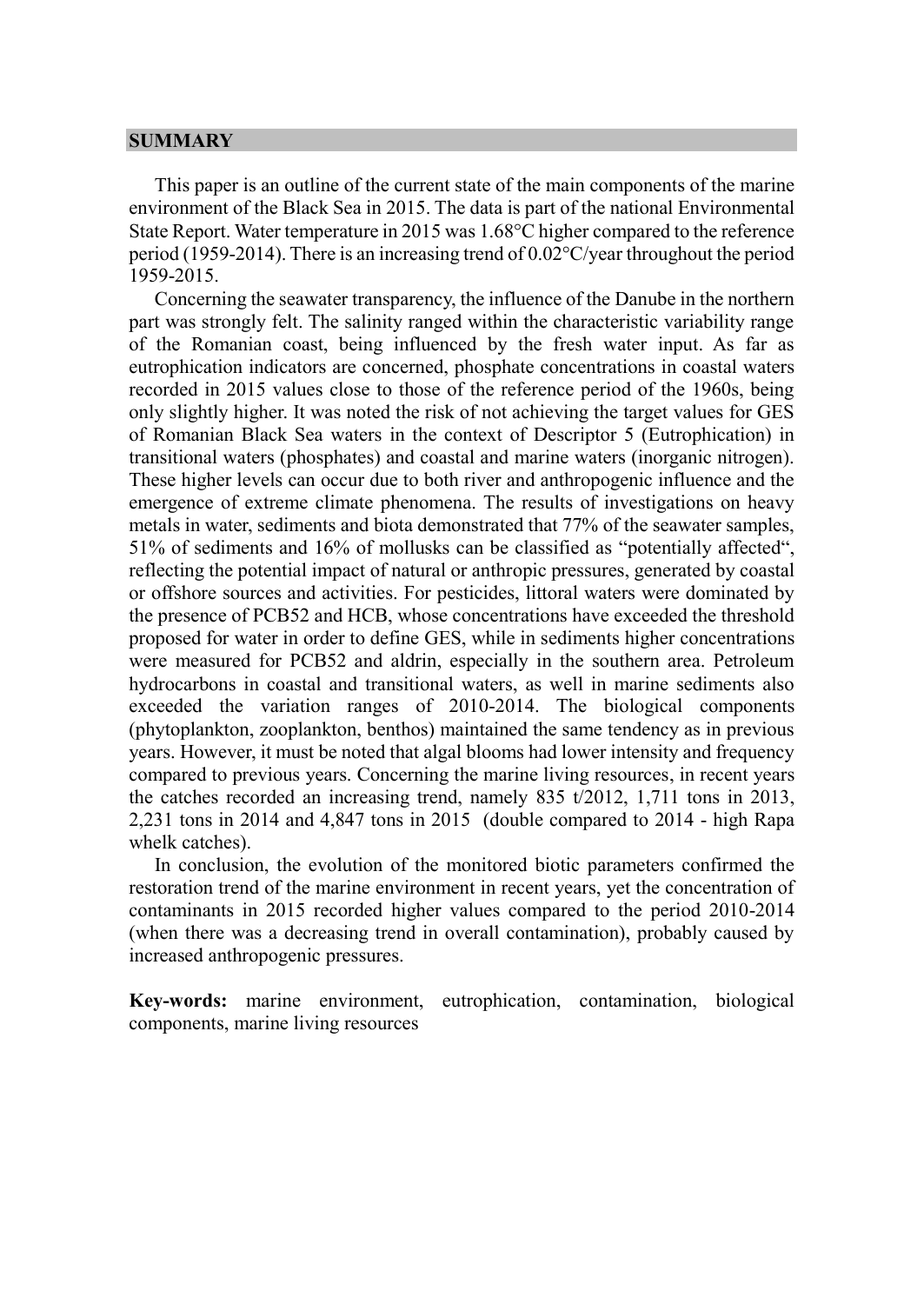## SUMMARY

This paper is an outline of the current state of the main components of the marine environment of the Black Sea in 2015. The data is part of the national Environmental State Report. Water temperature in 2015 was 1.68°C higher compared to the reference period (1959-2014). There is an increasing trend of 0.02°C/year throughout the period 1959-2015.

Concerning the seawater transparency, the influence of the Danube in the northern part was strongly felt. The salinity ranged within the characteristic variability range of the Romanian coast, being influenced by the fresh water input. As far as eutrophication indicators are concerned, phosphate concentrations in coastal waters recorded in 2015 values close to those of the reference period of the 1960s, being only slightly higher. It was noted the risk of not achieving the target values for GES of Romanian Black Sea waters in the context of Descriptor 5 (Eutrophication) in transitional waters (phosphates) and coastal and marine waters (inorganic nitrogen). These higher levels can occur due to both river and anthropogenic influence and the emergence of extreme climate phenomena. The results of investigations on heavy metals in water, sediments and biota demonstrated that 77% of the seawater samples, 51% of sediments and 16% of mollusks can be classified as "potentially affected", reflecting the potential impact of natural or anthropic pressures, generated by coastal or offshore sources and activities. For pesticides, littoral waters were dominated by the presence of PCB52 and HCB, whose concentrations have exceeded the threshold proposed for water in order to define GES, while in sediments higher concentrations were measured for PCB52 and aldrin, especially in the southern area. Petroleum hydrocarbons in coastal and transitional waters, as well in marine sediments also exceeded the variation ranges of 2010-2014. The biological components (phytoplankton, zooplankton, benthos) maintained the same tendency as in previous years. However, it must be noted that algal blooms had lower intensity and frequency compared to previous years. Concerning the marine living resources, in recent years the catches recorded an increasing trend, namely 835 t/2012, 1,711 tons in 2013, 2,231 tons in 2014 and 4,847 tons in 2015 (double compared to 2014 - high Rapa whelk catches).

In conclusion, the evolution of the monitored biotic parameters confirmed the restoration trend of the marine environment in recent years, yet the concentration of contaminants in 2015 recorded higher values compared to the period 2010-2014 (when there was a decreasing trend in overall contamination), probably caused by increased anthropogenic pressures.

**Key-words:** marine environment, eutrophication, contamination, biological components, marine living resources